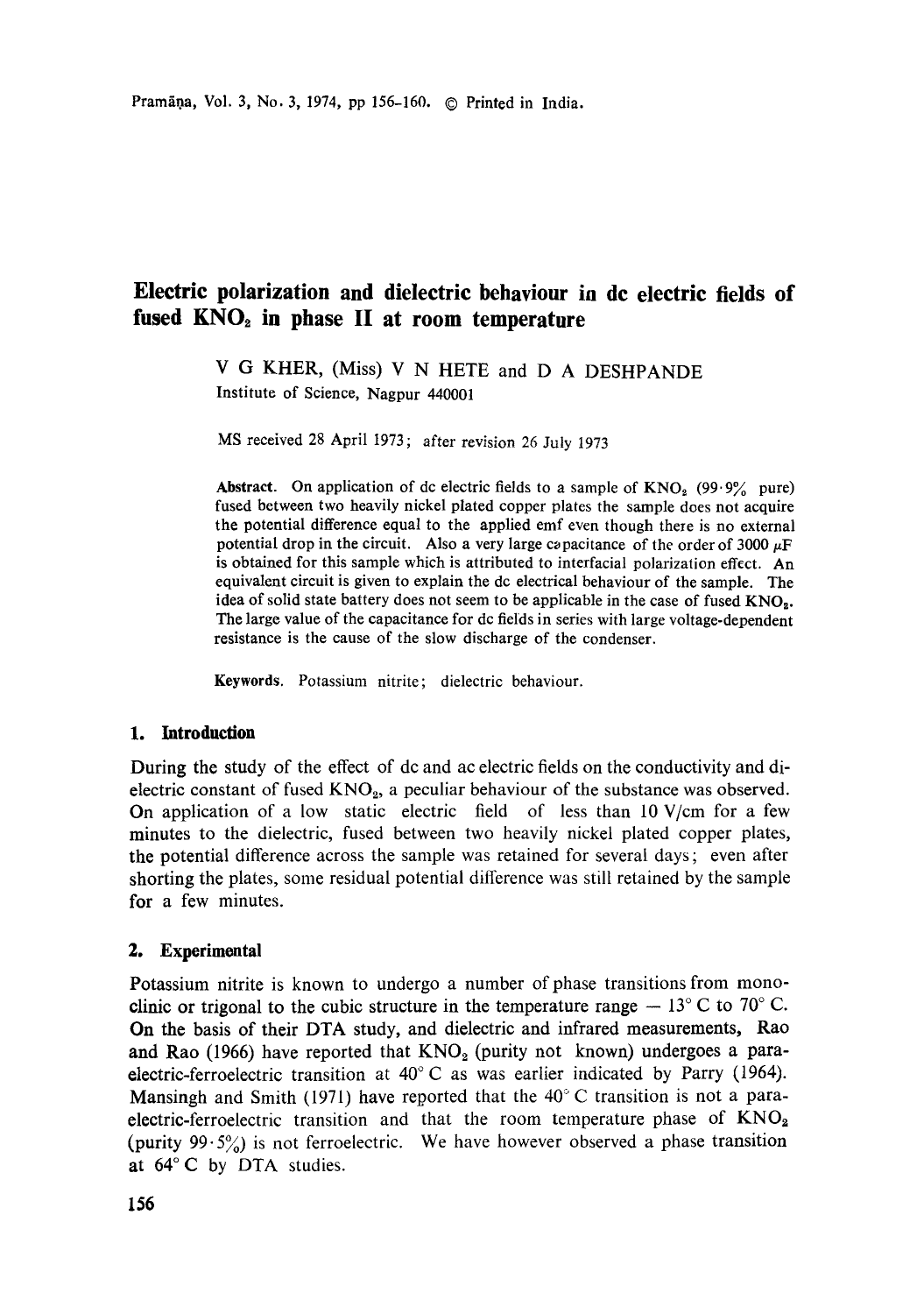# Electric polarization and dielectric behaviour in dc electric fields of fused $KNO_2$ in phase II at room temperature

V G KHER, (Miss) V N HETE and D A DESHPANDE
Institute of Science, Nagpur 440001

MS received 28 April 1973; after revision 26 July 1973

**Abstract.** On application of dc electric fields to a sample of $KNO_2$ (99·9% pure) fused between two heavily nickel plated copper plates the sample does not acquire the potential difference equal to the applied emf even though there is no external potential drop in the circuit. Also a very large capacitance of the order of 3000 $\mu$F is obtained for this sample which is attributed to interfacial polarization effect. An equivalent circuit is given to explain the dc electrical behaviour of the sample. The idea of solid state battery does not seem to be applicable in the case of fused $KNO_2$. The large value of the capacitance for dc fields in series with large voltage-dependent resistance is the cause of the slow discharge of the condenser.

**Keywords.** Potassium nitrite; dielectric behaviour.

## 1. Introduction

During the study of the effect of dc and ac electric fields on the conductivity and dielectric constant of fused $KNO_2$, a peculiar behaviour of the substance was observed. On application of a low static electric field of less than 10 V/cm for a few minutes to the dielectric, fused between two heavily nickel plated copper plates, the potential difference across the sample was retained for several days; even after shorting the plates, some residual potential difference was still retained by the sample for a few minutes.

## 2. Experimental

Potassium nitrite is known to undergo a number of phase transitions from monoclinic or trigonal to the cubic structure in the temperature range − 13° C to 70° C. On the basis of their DTA study, and dielectric and infrared measurements, Rao and Rao (1966) have reported that $KNO_2$ (purity not known) undergoes a paraelectric-ferroelectric transition at 40° C as was earlier indicated by Parry (1964). Mansingh and Smith (1971) have reported that the 40° C transition is not a paraelectric-ferroelectric transition and that the room temperature phase of $KNO_2$ (purity 99·5%) is not ferroelectric. We have however observed a phase transition at 64° C by DTA studies.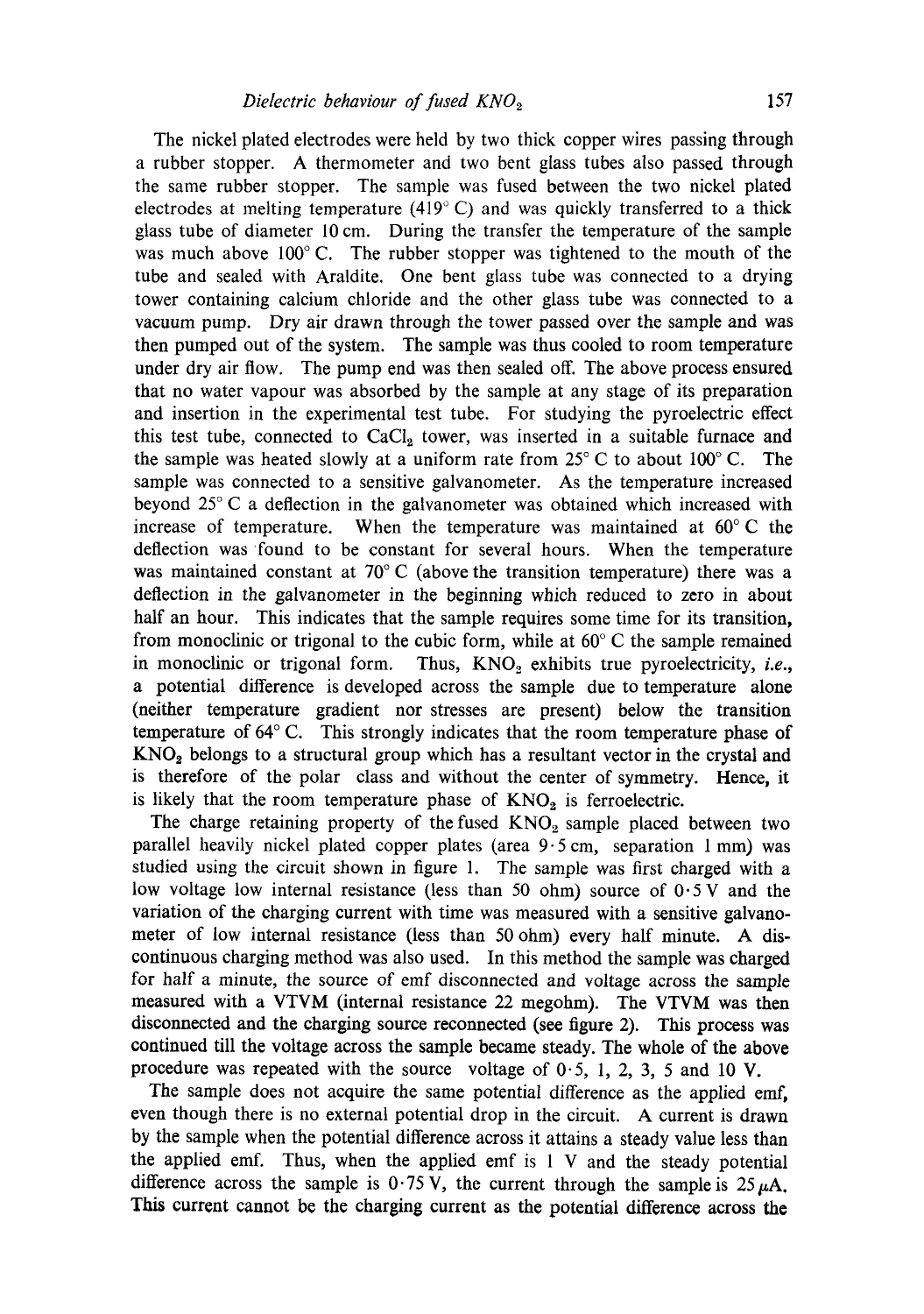The nickel plated electrodes were held by two thick copper wires passing through a rubber stopper. A thermometer and two bent glass tubes also passed through the same rubber stopper. The sample was fused between the two nickel plated electrodes at melting temperature (419° C) and was quickly transferred to a thick glass tube of diameter 10 cm. During the transfer the temperature of the sample was much above 100° C. The rubber stopper was tightened to the mouth of the tube and sealed with Araldite. One bent glass tube was connected to a drying tower containing calcium chloride and the other glass tube was connected to a vacuum pump. Dry air drawn through the tower passed over the sample and was then pumped out of the system. The sample was thus cooled to room temperature under dry air flow. The pump end was then sealed off. The above process ensured that no water vapour was absorbed by the sample at any stage of its preparation and insertion in the experimental test tube. For studying the pyroelectric effect this test tube, connected to $CaCl_2$ tower, was inserted in a suitable furnace and the sample was heated slowly at a uniform rate from 25° C to about 100° C. The sample was connected to a sensitive galvanometer. As the temperature increased beyond 25° C a deflection in the galvanometer was obtained which increased with increase of temperature. When the temperature was maintained at 60° C the deflection was found to be constant for several hours. When the temperature was maintained constant at 70° C (above the transition temperature) there was a deflection in the galvanometer in the beginning which reduced to zero in about half an hour. This indicates that the sample requires some time for its transition, from monoclinic or trigonal to the cubic form, while at 60° C the sample remained in monoclinic or trigonal form. Thus, $KNO_2$ exhibits true pyroelectricity, *i.e.*, a potential difference is developed across the sample due to temperature alone (neither temperature gradient nor stresses are present) below the transition temperature of 64° C. This strongly indicates that the room temperature phase of $KNO_2$ belongs to a structural group which has a resultant vector in the crystal and is therefore of the polar class and without the center of symmetry. Hence, it is likely that the room temperature phase of $KNO_2$ is ferroelectric.

The charge retaining property of the fused $KNO_2$ sample placed between two parallel heavily nickel plated copper plates (area 9·5 cm, separation 1 mm) was studied using the circuit shown in figure 1. The sample was first charged with a low voltage low internal resistance (less than 50 ohm) source of 0·5 V and the variation of the charging current with time was measured with a sensitive galvanometer of low internal resistance (less than 50 ohm) every half minute. A discontinuous charging method was also used. In this method the sample was charged for half a minute, the source of emf disconnected and voltage across the sample measured with a VTVM (internal resistance 22 megohm). The VTVM was then disconnected and the charging source reconnected (see figure 2). This process was continued till the voltage across the sample became steady. The whole of the above procedure was repeated with the source voltage of 0·5, 1, 2, 3, 5 and 10 V.

The sample does not acquire the same potential difference as the applied emf, even though there is no external potential drop in the circuit. A current is drawn by the sample when the potential difference across it attains a steady value less than the applied emf. Thus, when the applied emf is 1 V and the steady potential difference across the sample is 0·75 V, the current through the sample is 25 $\mu$A. This current cannot be the charging current as the potential difference across the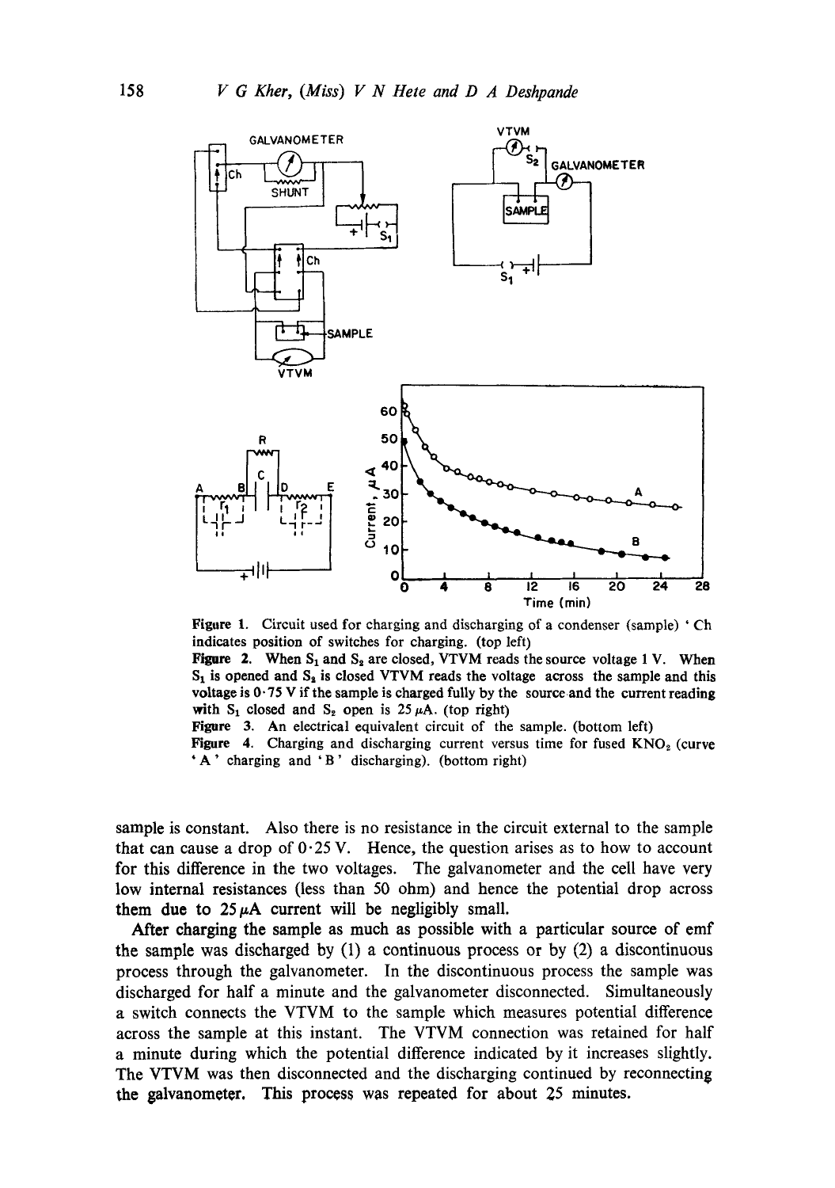Figure 1. Circuit used for charging and discharging of a condenser (sample) ' Ch indicates position of switches for charging. (top left)

Figure 2. When $S_1$ and $S_2$ are closed, VTVM reads the source voltage 1 V. When $S_1$ is opened and $S_2$ is closed VTVM reads the voltage across the sample and this voltage is 0·75 V if the sample is charged fully by the source and the current reading with $S_1$ closed and $S_2$ open is 25 $\mu$A. (top right)

Figure 3. An electrical equivalent circuit of the sample. (bottom left)

Figure 4. Charging and discharging current versus time for fused $KNO_3$ (curve 'A' charging and 'B' discharging). (bottom right)

sample is constant. Also there is no resistance in the circuit external to the sample that can cause a drop of 0·25 V. Hence, the question arises as to how to account for this difference in the two voltages. The galvanometer and the cell have very low internal resistances (less than 50 ohm) and hence the potential drop across them due to 25 $\mu$A current will be negligibly small.

After charging the sample as much as possible with a particular source of emf the sample was discharged by (1) a continuous process or by (2) a discontinuous process through the galvanometer. In the discontinuous process the sample was discharged for half a minute and the galvanometer disconnected. Simultaneously a switch connects the VTVM to the sample which measures potential difference across the sample at this instant. The VTVM connection was retained for half a minute during which the potential difference indicated by it increases slightly. The VTVM was then disconnected and the discharging continued by reconnecting the galvanometer. This process was repeated for about 25 minutes.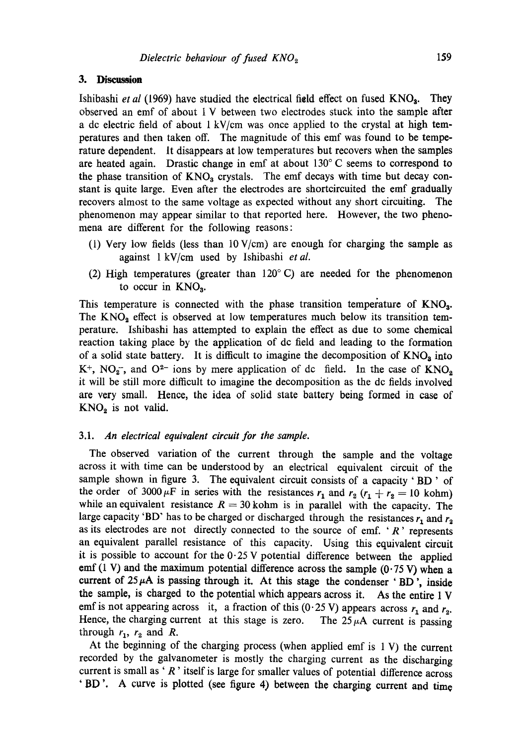## 3. Discussion

Ishibashi *et al* (1969) have studied the electrical field effect on fused $KNO_3$. They observed an emf of about 1 V between two electrodes stuck into the sample after a dc electric field of about 1 kV/cm was once applied to the crystal at high temperatures and then taken off. The magnitude of this emf was found to be temperature dependent. It disappears at low temperatures but recovers when the samples are heated again. Drastic change in emf at about 130° C seems to correspond to the phase transition of $KNO_3$ crystals. The emf decays with time but decay constant is quite large. Even after the electrodes are shortcircuited the emf gradually recovers almost to the same voltage as expected without any short circuiting. The phenomenon may appear similar to that reported here. However, the two phenomena are different for the following reasons:

(1) Very low fields (less than 10 V/cm) are enough for charging the sample as against 1 kV/cm used by Ishibashi *et al.*

(2) High temperatures (greater than 120° C) are needed for the phenomenon to occur in $KNO_3$.

This temperature is connected with the phase transition temperature of $KNO_3$. The $KNO_2$ effect is observed at low temperatures much below its transition temperature. Ishibashi has attempted to explain the effect as due to some chemical reaction taking place by the application of dc field and leading to the formation of a solid state battery. It is difficult to imagine the decomposition of $KNO_3$ into $K^+$, $NO_2^-$, and $O^{2-}$ ions by mere application of dc field. In the case of $KNO_2$ it will be still more difficult to imagine the decomposition as the dc fields involved are very small. Hence, the idea of solid state battery being formed in case of $KNO_2$ is not valid.

### 3.1. *An electrical equivalent circuit for the sample.*

The observed variation of the current through the sample and the voltage across it with time can be understood by an electrical equivalent circuit of the sample shown in figure 3. The equivalent circuit consists of a capacity 'BD' of the order of 3000 $\mu$F in series with the resistances $r_1$ and $r_2$ ($r_1 + r_2 = 10$ kohm) while an equivalent resistance $R = 30$ kohm is in parallel with the capacity. The large capacity 'BD' has to be charged or discharged through the resistances $r_1$ and $r_2$ as its electrodes are not directly connected to the source of emf. '$R$' represents an equivalent parallel resistance of this capacity. Using this equivalent circuit it is possible to account for the 0·25 V potential difference between the applied emf (1 V) and the maximum potential difference across the sample (0·75 V) when a current of 25 $\mu$A is passing through it. At this stage the condenser 'BD', inside the sample, is charged to the potential which appears across it. As the entire 1 V emf is not appearing across it, a fraction of this (0·25 V) appears across $r_1$ and $r_2$. Hence, the charging current at this stage is zero. The 25 $\mu$A current is passing through $r_1$, $r_2$ and $R$.

At the beginning of the charging process (when applied emf is 1 V) the current recorded by the galvanometer is mostly the charging current as the discharging current is small as '$R$' itself is large for smaller values of potential difference across 'BD'. A curve is plotted (see figure 4) between the charging current and time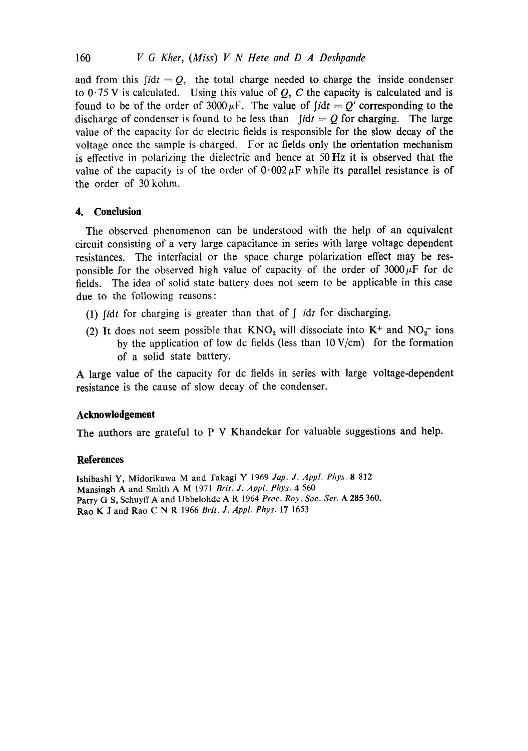and from this $\int i dt = Q$, the total charge needed to charge the inside condenser to 0·75 V is calculated. Using this value of $Q$, $C$ the capacity is calculated and is found to be of the order of 3000 $\mu$F. The value of $\int i dt = Q'$ corresponding to the discharge of condenser is found to be less than $\int i dt = Q$ for charging. The large value of the capacity for dc electric fields is responsible for the slow decay of the voltage once the sample is charged. For ac fields only the orientation mechanism is effective in polarizing the dielectric and hence at 50 Hz it is observed that the value of the capacity is of the order of 0·002 $\mu$F while its parallel resistance is of the order of 30 kohm.

## 4. Conclusion

The observed phenomenon can be understood with the help of an equivalent circuit consisting of a very large capacitance in series with large voltage dependent resistances. The interfacial or the space charge polarization effect may be responsible for the observed high value of capacity of the order of 3000 $\mu$F for dc fields. The idea of solid state battery does not seem to be applicable in this case due to the following reasons:

(1) $\int i dt$ for charging is greater than that of $\int i dt$ for discharging.

(2) It does not seem possible that $KNO_2$ will dissociate into $K^+$ and $NO_2^-$ ions by the application of low dc fields (less than 10 V/cm) for the formation of a solid state battery.

A large value of the capacity for dc fields in series with large voltage-dependent resistance is the cause of slow decay of the condenser.

## Acknowledgement

The authors are grateful to P V Khandekar for valuable suggestions and help.

## References

Ishibashi Y, Midorikawa M and Takagi Y 1969 *Jap. J. Appl. Phys.* **8** 812

Mansingh A and Smith A M 1971 *Brit. J. Appl. Phys.* **4** 560

Parry G S, Schuyff A and Ubbelohde A R 1964 *Proc. Roy. Soc. Ser.* **A 285** 360.

Rao K J and Rao C N R 1966 *Brit. J. Appl. Phys.* **17** 1653